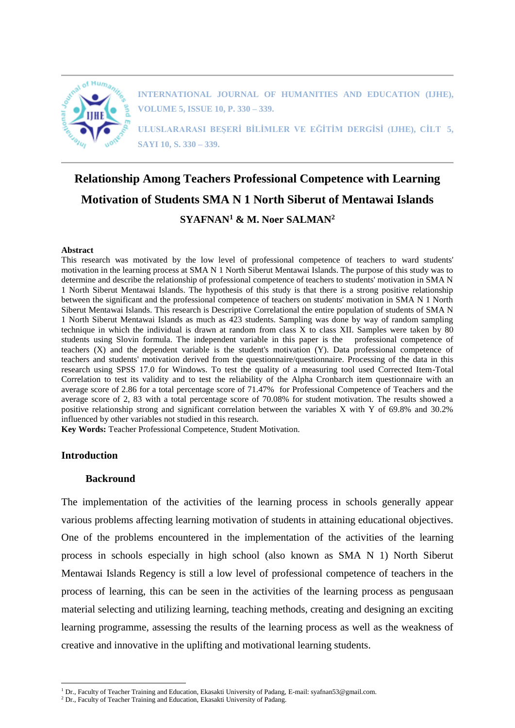# Relationship Among Teachers Professional Competence with Learning Motivation of Students SMA N 1 North Siberut of Mentawai Islands

**SYAFNAN[1] & M. Noer SALMAN[2]**

**Abstract**

This research was motivated by the low level of professional competence of teachers to ward students' motivation in the learning process at SMA N 1 North Siberut Mentawai Islands. The purpose of this study was to determine and describe the relationship of professional competence of teachers to students' motivation in SMA N 1 North Siberut Mentawai Islands. The hypothesis of this study is that there is a strong positive relationship between the significant and the professional competence of teachers on students' motivation in SMA N 1 North Siberut Mentawai Islands. This research is Descriptive Correlational the entire population of students of SMA N 1 North Siberut Mentawai Islands as much as 423 students. Sampling was done by way of random sampling technique in which the individual is drawn at random from class X to class XII. Samples were taken by 80 students using Slovin formula. The independent variable in this paper is the professional competence of teachers (X) and the dependent variable is the student's motivation (Y). Data professional competence of teachers and students' motivation derived from the questionnaire/questionnaire. Processing of the data in this research using SPSS 17.0 for Windows. To test the quality of a measuring tool used Corrected Item-Total Correlation to test its validity and to test the reliability of the Alpha Cronbarch item questionnaire with an average score of 2.86 for a total percentage score of 71.47% for Professional Competence of Teachers and the average score of 2, 83 with a total percentage score of 70.08% for student motivation. The results showed a positive relationship strong and significant correlation between the variables X with Y of 69.8% and 30.2% influenced by other variables not studied in this research.

**Key Words:** Teacher Professional Competence, Student Motivation.

## Introduction

### Backround

The implementation of the activities of the learning process in schools generally appear various problems affecting learning motivation of students in attaining educational objectives. One of the problems encountered in the implementation of the activities of the learning process in schools especially in high school (also known as SMA N 1) North Siberut Mentawai Islands Regency is still a low level of professional competence of teachers in the process of learning, this can be seen in the activities of the learning process as pengusaan material selecting and utilizing learning, teaching methods, creating and designing an exciting learning programme, assessing the results of the learning process as well as the weakness of creative and innovative in the uplifting and motivational learning students.

---

[1] Dr., Faculty of Teacher Training and Education, Ekasakti University of Padang, E-mail: syafnan53@gmail.com.

[2] Dr., Faculty of Teacher Training and Education, Ekasakti University of Padang.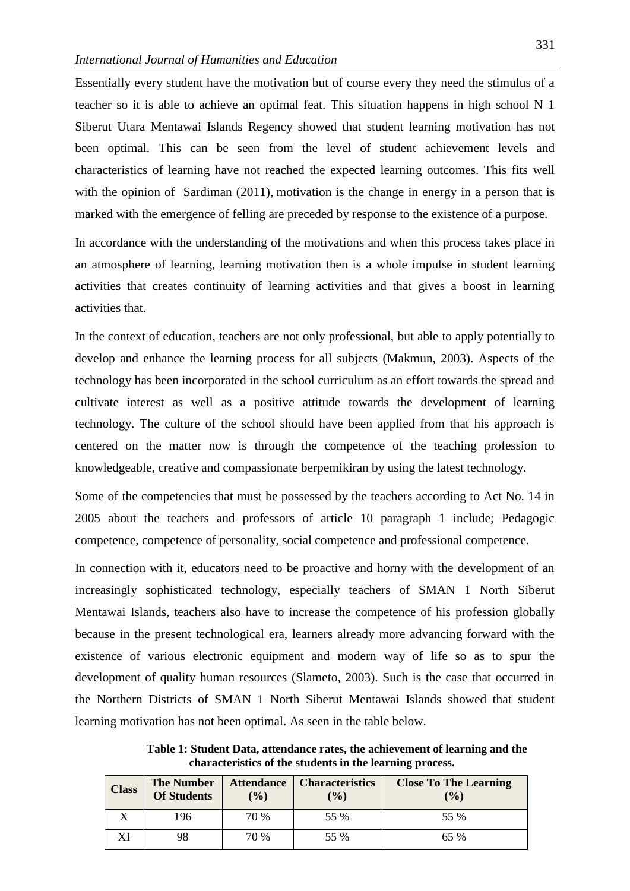Essentially every student have the motivation but of course every they need the stimulus of a teacher so it is able to achieve an optimal feat. This situation happens in high school N 1 Siberut Utara Mentawai Islands Regency showed that student learning motivation has not been optimal. This can be seen from the level of student achievement levels and characteristics of learning have not reached the expected learning outcomes. This fits well with the opinion of Sardiman (2011), motivation is the change in energy in a person that is marked with the emergence of felling are preceded by response to the existence of a purpose.

In accordance with the understanding of the motivations and when this process takes place in an atmosphere of learning, learning motivation then is a whole impulse in student learning activities that creates continuity of learning activities and that gives a boost in learning activities that.

In the context of education, teachers are not only professional, but able to apply potentially to develop and enhance the learning process for all subjects (Makmun, 2003). Aspects of the technology has been incorporated in the school curriculum as an effort towards the spread and cultivate interest as well as a positive attitude towards the development of learning technology. The culture of the school should have been applied from that his approach is centered on the matter now is through the competence of the teaching profession to knowledgeable, creative and compassionate berpemikiran by using the latest technology.

Some of the competencies that must be possessed by the teachers according to Act No. 14 in 2005 about the teachers and professors of article 10 paragraph 1 include; Pedagogic competence, competence of personality, social competence and professional competence.

In connection with it, educators need to be proactive and horny with the development of an increasingly sophisticated technology, especially teachers of SMAN 1 North Siberut Mentawai Islands, teachers also have to increase the competence of his profession globally because in the present technological era, learners already more advancing forward with the existence of various electronic equipment and modern way of life so as to spur the development of quality human resources (Slameto, 2003). Such is the case that occurred in the Northern Districts of SMAN 1 North Siberut Mentawai Islands showed that student learning motivation has not been optimal. As seen in the table below.

**Table 1: Student Data, attendance rates, the achievement of learning and the characteristics of the students in the learning process.**

| Class | The Number Of Students | Attendance (%) | Characteristics (%) | Close To The Learning (%) |
|---|---|---|---|---|
| X | 196 | 70 % | 55 % | 55 % |
| XI | 98 | 70 % | 55 % | 65 % |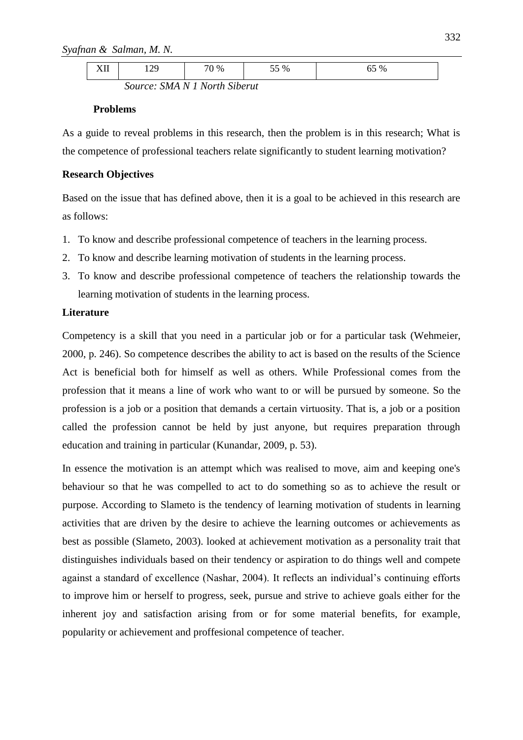| XII | 129 | 70 % | 55 % | 65 % |
|---|---|---|---|---|

*Source: SMA N 1 North Siberut*

**Problems**

As a guide to reveal problems in this research, then the problem is in this research; What is the competence of professional teachers relate significantly to student learning motivation?

**Research Objectives**

Based on the issue that has defined above, then it is a goal to be achieved in this research are as follows:

1. To know and describe professional competence of teachers in the learning process.
2. To know and describe learning motivation of students in the learning process.
3. To know and describe professional competence of teachers the relationship towards the learning motivation of students in the learning process.

**Literature**

Competency is a skill that you need in a particular job or for a particular task (Wehmeier, 2000, p. 246). So competence describes the ability to act is based on the results of the Science Act is beneficial both for himself as well as others. While Professional comes from the profession that it means a line of work who want to or will be pursued by someone. So the profession is a job or a position that demands a certain virtuosity. That is, a job or a position called the profession cannot be held by just anyone, but requires preparation through education and training in particular (Kunandar, 2009, p. 53).

In essence the motivation is an attempt which was realised to move, aim and keeping one's behaviour so that he was compelled to act to do something so as to achieve the result or purpose. According to Slameto is the tendency of learning motivation of students in learning activities that are driven by the desire to achieve the learning outcomes or achievements as best as possible (Slameto, 2003). looked at achievement motivation as a personality trait that distinguishes individuals based on their tendency or aspiration to do things well and compete against a standard of excellence (Nashar, 2004). It reflects an individual's continuing efforts to improve him or herself to progress, seek, pursue and strive to achieve goals either for the inherent joy and satisfaction arising from or for some material benefits, for example, popularity or achievement and proffesional competence of teacher.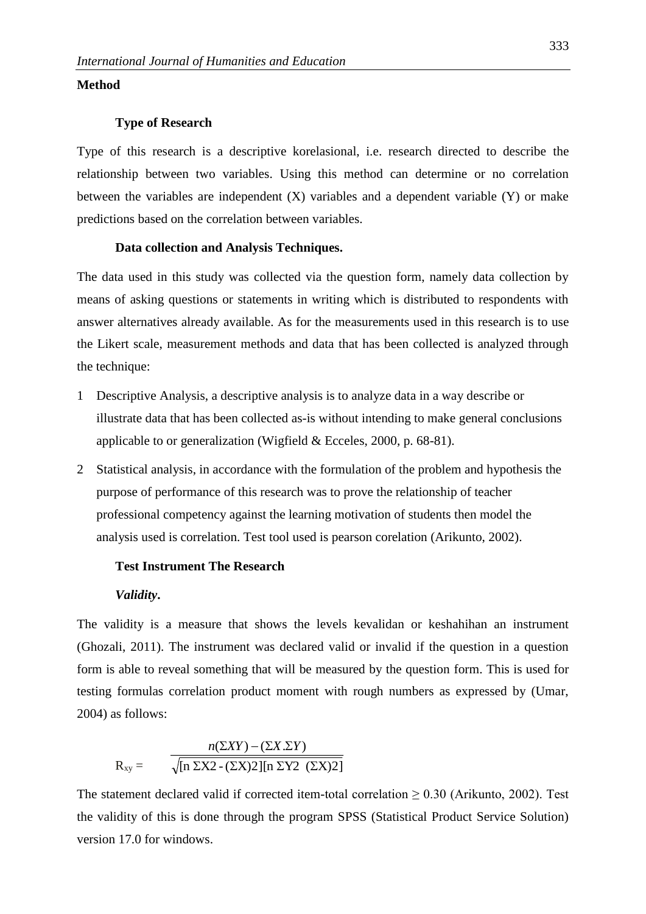## Method

### Type of Research

Type of this research is a descriptive korelasional, i.e. research directed to describe the relationship between two variables. Using this method can determine or no correlation between the variables are independent (X) variables and a dependent variable (Y) or make predictions based on the correlation between variables.

### Data collection and Analysis Techniques.

The data used in this study was collected via the question form, namely data collection by means of asking questions or statements in writing which is distributed to respondents with answer alternatives already available. As for the measurements used in this research is to use the Likert scale, measurement methods and data that has been collected is analyzed through the technique:

1 Descriptive Analysis, a descriptive analysis is to analyze data in a way describe or illustrate data that has been collected as-is without intending to make general conclusions applicable to or generalization (Wigfield & Ecceles, 2000, p. 68-81).

2 Statistical analysis, in accordance with the formulation of the problem and hypothesis the purpose of performance of this research was to prove the relationship of teacher professional competency against the learning motivation of students then model the analysis used is correlation. Test tool used is pearson corelation (Arikunto, 2002).

### Test Instrument The Research

#### *Validity*.

The validity is a measure that shows the levels kevalidan or keshahihan an instrument (Ghozali, 2011). The instrument was declared valid or invalid if the question in a question form is able to reveal something that will be measured by the question form. This is used for testing formulas correlation product moment with rough numbers as expressed by (Umar, 2004) as follows:

$$R_{xy} = \frac{n(\Sigma XY) - (\Sigma X.\Sigma Y)}{\sqrt{[n\ \Sigma X2 - (\Sigma X)2][n\ \Sigma Y2\ \ (\Sigma X)2]}}$$

The statement declared valid if corrected item-total correlation $\geq 0.30$ (Arikunto, 2002). Test the validity of this is done through the program SPSS (Statistical Product Service Solution) version 17.0 for windows.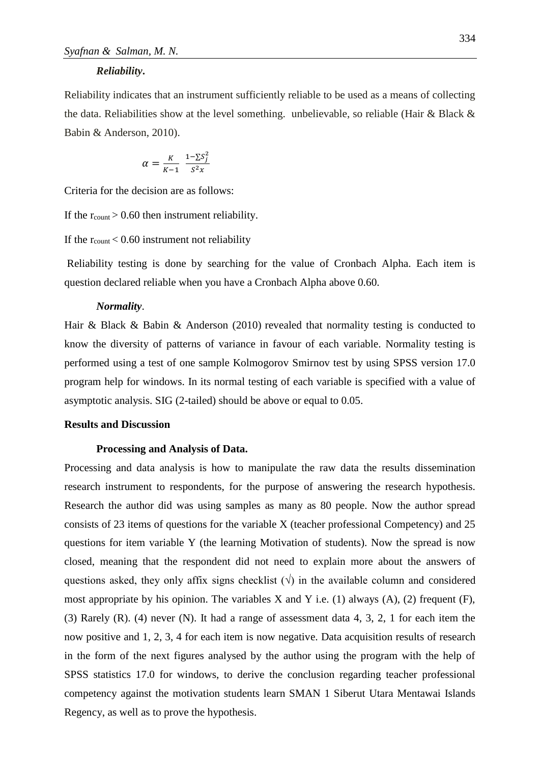***Reliability.***

Reliability indicates that an instrument sufficiently reliable to be used as a means of collecting the data. Reliabilities show at the level something. unbelievable, so reliable (Hair & Black & Babin & Anderson, 2010).

$$\alpha = \frac{K}{K-1} \frac{1-\sum S_j^2}{S^2x}$$

Criteria for the decision are as follows:

If the $r_{count} > 0.60$ then instrument reliability.

If the $r_{count} < 0.60$ instrument not reliability

Reliability testing is done by searching for the value of Cronbach Alpha. Each item is question declared reliable when you have a Cronbach Alpha above 0.60.

***Normality***.

Hair & Black & Babin & Anderson (2010) revealed that normality testing is conducted to know the diversity of patterns of variance in favour of each variable. Normality testing is performed using a test of one sample Kolmogorov Smirnov test by using SPSS version 17.0 program help for windows. In its normal testing of each variable is specified with a value of asymptotic analysis. SIG (2-tailed) should be above or equal to 0.05.

## Results and Discussion

### Processing and Analysis of Data.

Processing and data analysis is how to manipulate the raw data the results dissemination research instrument to respondents, for the purpose of answering the research hypothesis. Research the author did was using samples as many as 80 people. Now the author spread consists of 23 items of questions for the variable X (teacher professional Competency) and 25 questions for item variable Y (the learning Motivation of students). Now the spread is now closed, meaning that the respondent did not need to explain more about the answers of questions asked, they only affix signs checklist (√) in the available column and considered most appropriate by his opinion. The variables X and Y i.e. (1) always (A), (2) frequent (F), (3) Rarely (R). (4) never (N). It had a range of assessment data 4, 3, 2, 1 for each item the now positive and 1, 2, 3, 4 for each item is now negative. Data acquisition results of research in the form of the next figures analysed by the author using the program with the help of SPSS statistics 17.0 for windows, to derive the conclusion regarding teacher professional competency against the motivation students learn SMAN 1 Siberut Utara Mentawai Islands Regency, as well as to prove the hypothesis.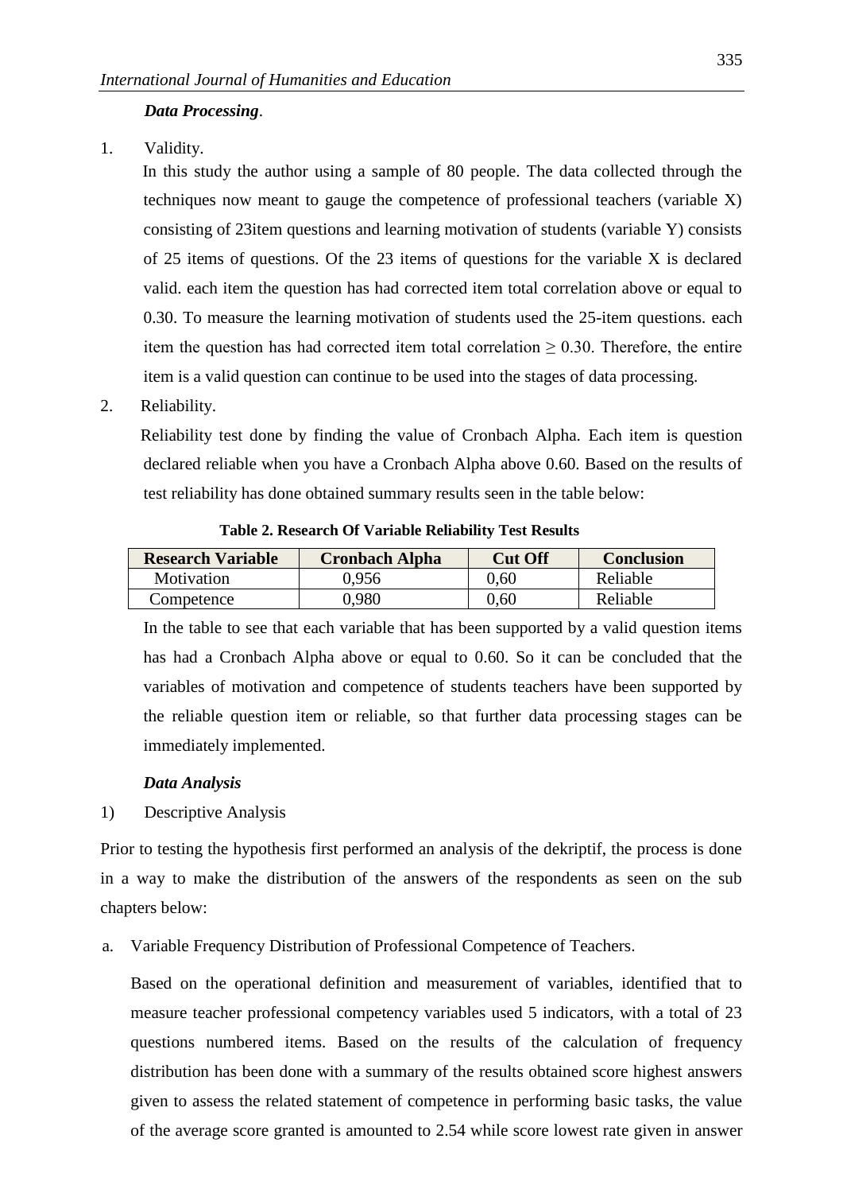***Data Processing*.**

1. Validity.

   In this study the author using a sample of 80 people. The data collected through the techniques now meant to gauge the competence of professional teachers (variable X) consisting of 23item questions and learning motivation of students (variable Y) consists of 25 items of questions. Of the 23 items of questions for the variable X is declared valid. each item the question has had corrected item total correlation above or equal to 0.30. To measure the learning motivation of students used the 25-item questions. each item the question has had corrected item total correlation $\geq 0.30$. Therefore, the entire item is a valid question can continue to be used into the stages of data processing.

2. Reliability.

   Reliability test done by finding the value of Cronbach Alpha. Each item is question declared reliable when you have a Cronbach Alpha above 0.60. Based on the results of test reliability has done obtained summary results seen in the table below:

**Table 2. Research Of Variable Reliability Test Results**

| Research Variable | Cronbach Alpha | Cut Off | Conclusion |
|---|---|---|---|
| Motivation | 0,956 | 0,60 | Reliable |
| Competence | 0,980 | 0,60 | Reliable |

In the table to see that each variable that has been supported by a valid question items has had a Cronbach Alpha above or equal to 0.60. So it can be concluded that the variables of motivation and competence of students teachers have been supported by the reliable question item or reliable, so that further data processing stages can be immediately implemented.

***Data Analysis***

1) Descriptive Analysis

Prior to testing the hypothesis first performed an analysis of the dekriptif, the process is done in a way to make the distribution of the answers of the respondents as seen on the sub chapters below:

a. Variable Frequency Distribution of Professional Competence of Teachers.

   Based on the operational definition and measurement of variables, identified that to measure teacher professional competency variables used 5 indicators, with a total of 23 questions numbered items. Based on the results of the calculation of frequency distribution has been done with a summary of the results obtained score highest answers given to assess the related statement of competence in performing basic tasks, the value of the average score granted is amounted to 2.54 while score lowest rate given in answer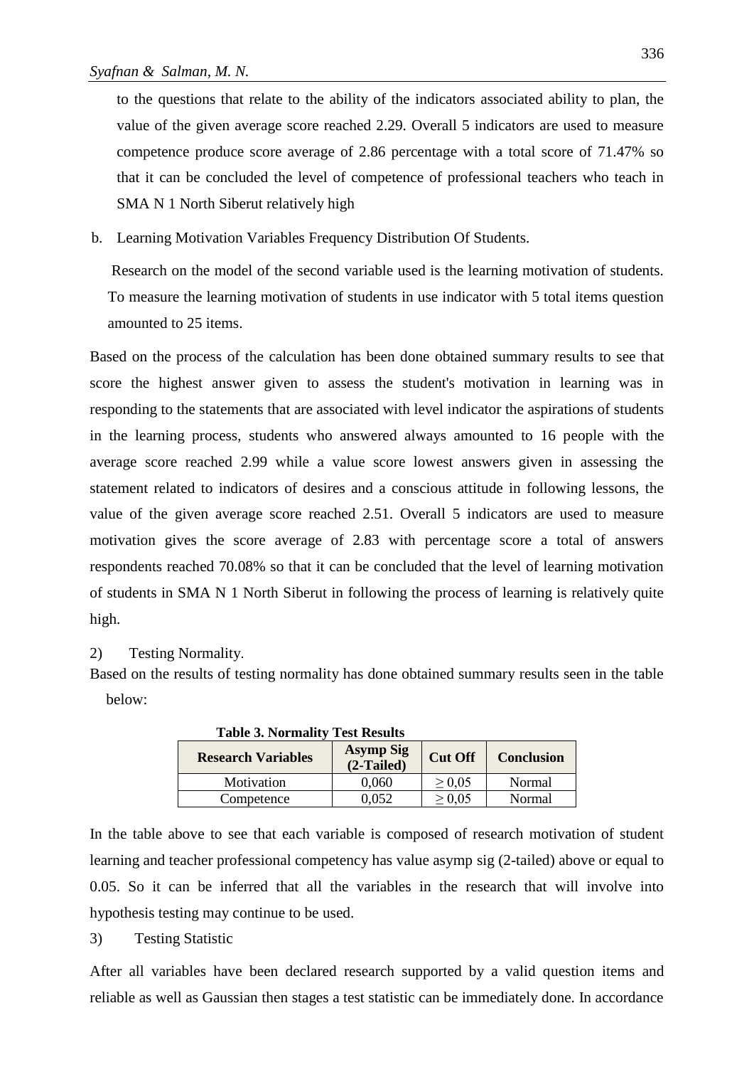to the questions that relate to the ability of the indicators associated ability to plan, the value of the given average score reached 2.29. Overall 5 indicators are used to measure competence produce score average of 2.86 percentage with a total score of 71.47% so that it can be concluded the level of competence of professional teachers who teach in SMA N 1 North Siberut relatively high

b. Learning Motivation Variables Frequency Distribution Of Students.

Research on the model of the second variable used is the learning motivation of students. To measure the learning motivation of students in use indicator with 5 total items question amounted to 25 items.

Based on the process of the calculation has been done obtained summary results to see that score the highest answer given to assess the student's motivation in learning was in responding to the statements that are associated with level indicator the aspirations of students in the learning process, students who answered always amounted to 16 people with the average score reached 2.99 while a value score lowest answers given in assessing the statement related to indicators of desires and a conscious attitude in following lessons, the value of the given average score reached 2.51. Overall 5 indicators are used to measure motivation gives the score average of 2.83 with percentage score a total of answers respondents reached 70.08% so that it can be concluded that the level of learning motivation of students in SMA N 1 North Siberut in following the process of learning is relatively quite high.

2) Testing Normality.

Based on the results of testing normality has done obtained summary results seen in the table below:

**Table 3. Normality Test Results**

| Research Variables | Asymp Sig (2-Tailed) | Cut Off | Conclusion |
|---|---|---|---|
| Motivation | 0,060 | $\geq 0{,}05$ | Normal |
| Competence | 0,052 | $\geq 0{,}05$ | Normal |

In the table above to see that each variable is composed of research motivation of student learning and teacher professional competency has value asymp sig (2-tailed) above or equal to 0.05. So it can be inferred that all the variables in the research that will involve into hypothesis testing may continue to be used.

3) Testing Statistic

After all variables have been declared research supported by a valid question items and reliable as well as Gaussian then stages a test statistic can be immediately done. In accordance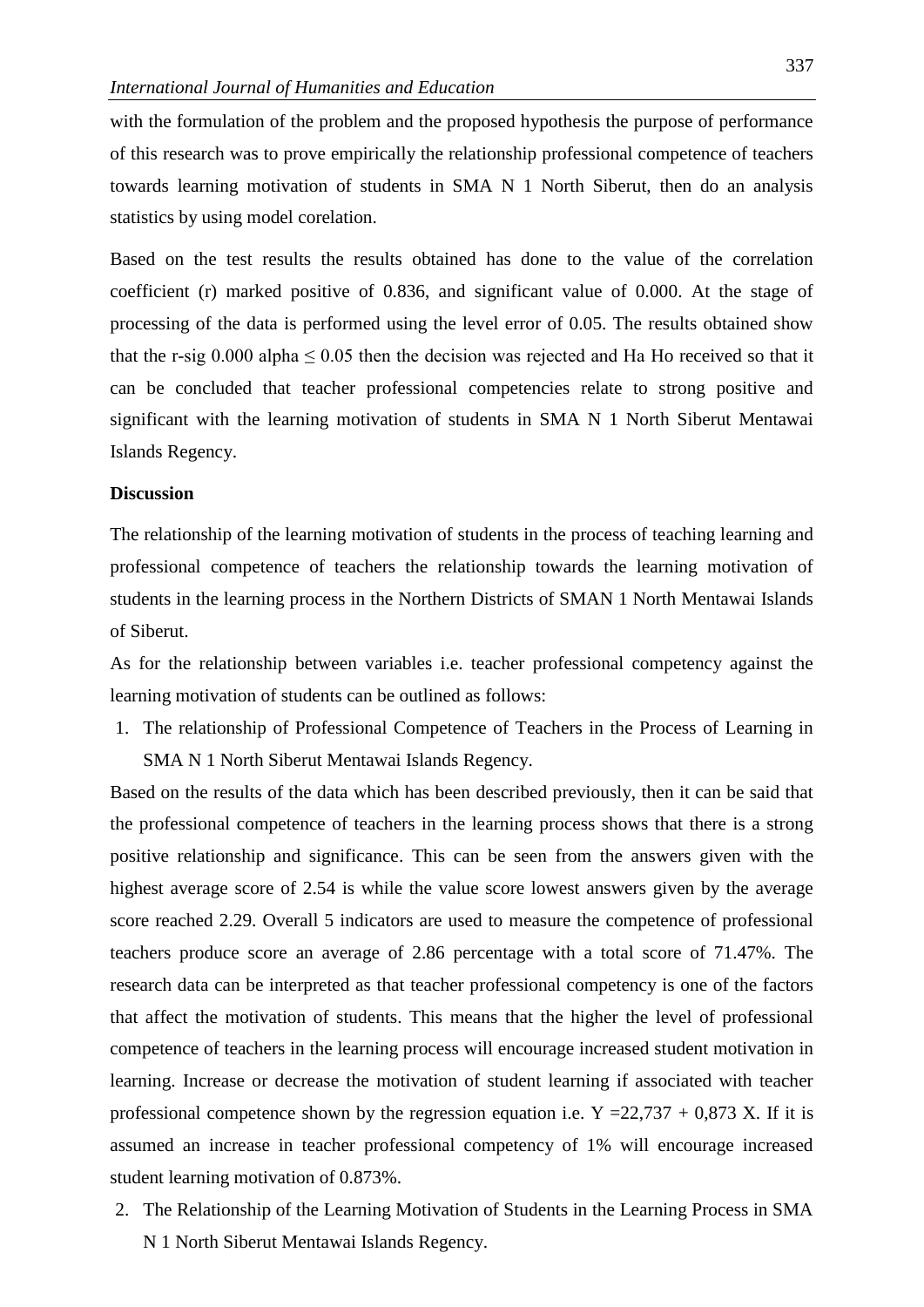with the formulation of the problem and the proposed hypothesis the purpose of performance of this research was to prove empirically the relationship professional competence of teachers towards learning motivation of students in SMA N 1 North Siberut, then do an analysis statistics by using model corelation.

Based on the test results the results obtained has done to the value of the correlation coefficient (r) marked positive of 0.836, and significant value of 0.000. At the stage of processing of the data is performed using the level error of 0.05. The results obtained show that the r-sig 0.000 alpha $\leq$ 0.05 then the decision was rejected and Ha Ho received so that it can be concluded that teacher professional competencies relate to strong positive and significant with the learning motivation of students in SMA N 1 North Siberut Mentawai Islands Regency.

**Discussion**

The relationship of the learning motivation of students in the process of teaching learning and professional competence of teachers the relationship towards the learning motivation of students in the learning process in the Northern Districts of SMAN 1 North Mentawai Islands of Siberut.

As for the relationship between variables i.e. teacher professional competency against the learning motivation of students can be outlined as follows:

1. The relationship of Professional Competence of Teachers in the Process of Learning in SMA N 1 North Siberut Mentawai Islands Regency.

Based on the results of the data which has been described previously, then it can be said that the professional competence of teachers in the learning process shows that there is a strong positive relationship and significance. This can be seen from the answers given with the highest average score of 2.54 is while the value score lowest answers given by the average score reached 2.29. Overall 5 indicators are used to measure the competence of professional teachers produce score an average of 2.86 percentage with a total score of 71.47%. The research data can be interpreted as that teacher professional competency is one of the factors that affect the motivation of students. This means that the higher the level of professional competence of teachers in the learning process will encourage increased student motivation in learning. Increase or decrease the motivation of student learning if associated with teacher professional competence shown by the regression equation i.e. $Y = 22{,}737 + 0{,}873\ X$. If it is assumed an increase in teacher professional competency of 1% will encourage increased student learning motivation of 0.873%.

2. The Relationship of the Learning Motivation of Students in the Learning Process in SMA N 1 North Siberut Mentawai Islands Regency.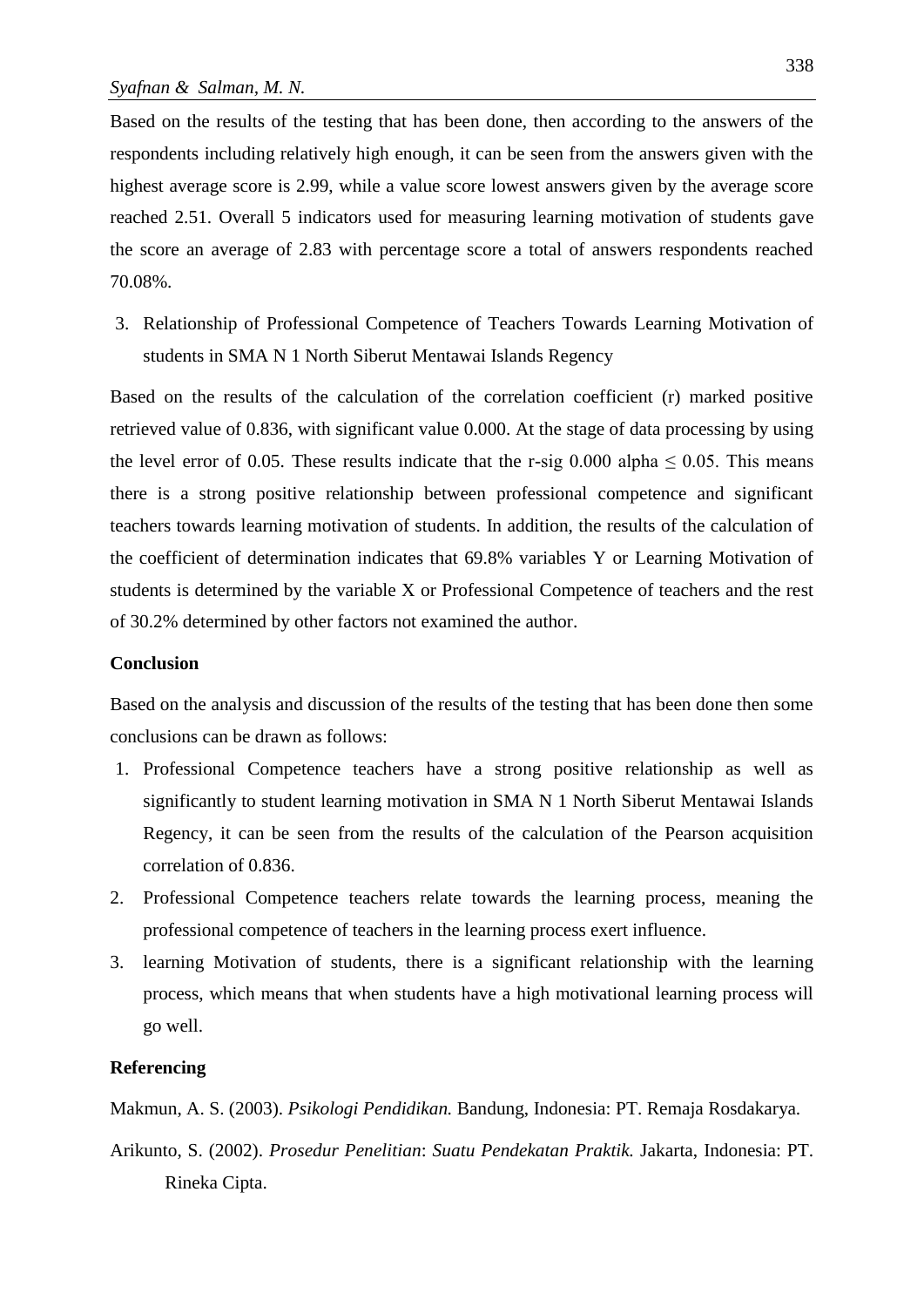Based on the results of the testing that has been done, then according to the answers of the respondents including relatively high enough, it can be seen from the answers given with the highest average score is 2.99, while a value score lowest answers given by the average score reached 2.51. Overall 5 indicators used for measuring learning motivation of students gave the score an average of 2.83 with percentage score a total of answers respondents reached 70.08%.

3. Relationship of Professional Competence of Teachers Towards Learning Motivation of students in SMA N 1 North Siberut Mentawai Islands Regency

Based on the results of the calculation of the correlation coefficient (r) marked positive retrieved value of 0.836, with significant value 0.000. At the stage of data processing by using the level error of 0.05. These results indicate that the r-sig 0.000 alpha $\leq$ 0.05. This means there is a strong positive relationship between professional competence and significant teachers towards learning motivation of students. In addition, the results of the calculation of the coefficient of determination indicates that 69.8% variables Y or Learning Motivation of students is determined by the variable X or Professional Competence of teachers and the rest of 30.2% determined by other factors not examined the author.

## Conclusion

Based on the analysis and discussion of the results of the testing that has been done then some conclusions can be drawn as follows:

1. Professional Competence teachers have a strong positive relationship as well as significantly to student learning motivation in SMA N 1 North Siberut Mentawai Islands Regency, it can be seen from the results of the calculation of the Pearson acquisition correlation of 0.836.
2. Professional Competence teachers relate towards the learning process, meaning the professional competence of teachers in the learning process exert influence.
3. learning Motivation of students, there is a significant relationship with the learning process, which means that when students have a high motivational learning process will go well.

## Referencing

Makmun, A. S. (2003). *Psikologi Pendidikan.* Bandung, Indonesia: PT. Remaja Rosdakarya.

Arikunto, S. (2002). *Prosedur Penelitian*: *Suatu Pendekatan Praktik.* Jakarta, Indonesia: PT. Rineka Cipta.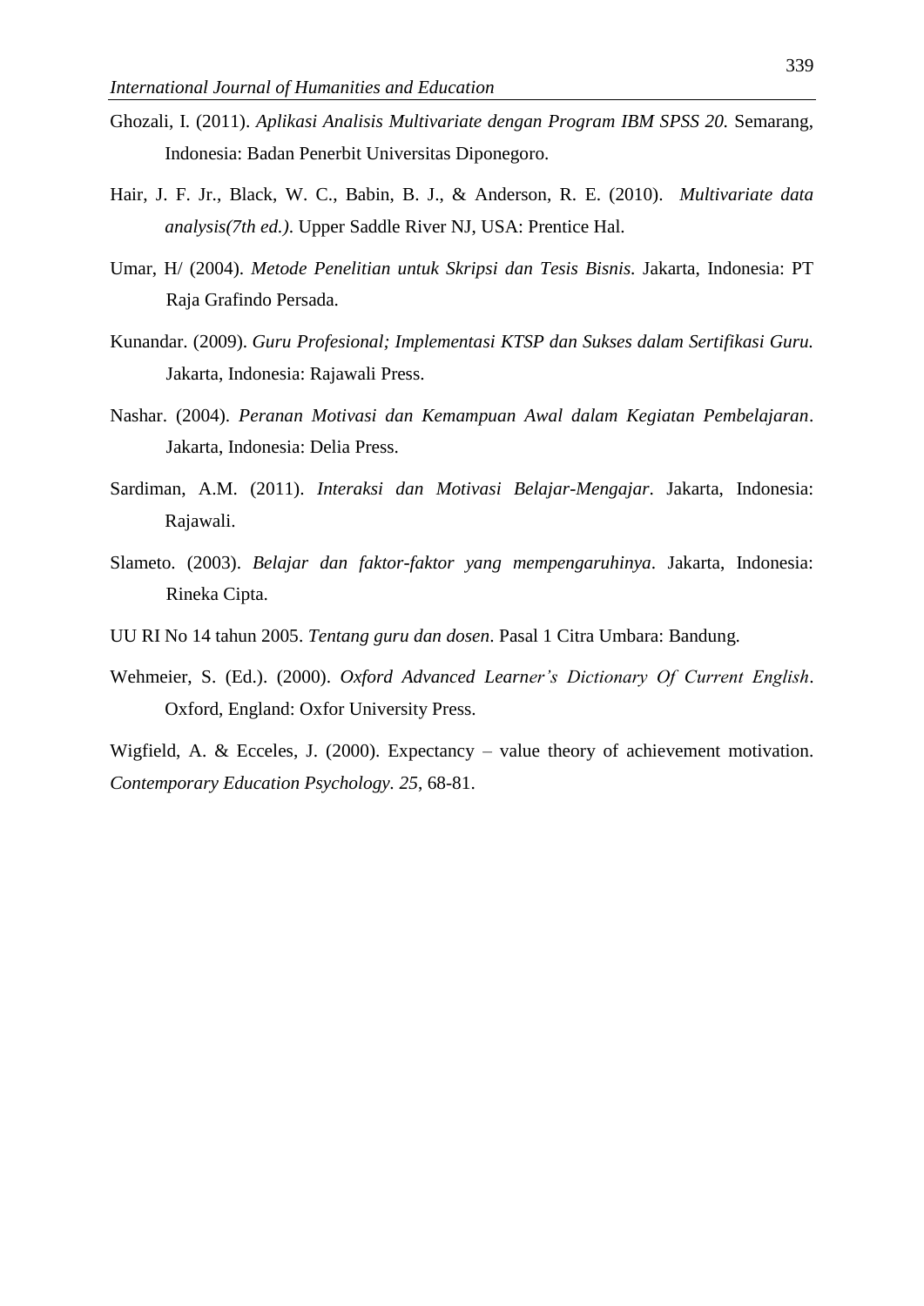Ghozali, I. (2011). *Aplikasi Analisis Multivariate dengan Program IBM SPSS 20.* Semarang, Indonesia: Badan Penerbit Universitas Diponegoro.

Hair, J. F. Jr., Black, W. C., Babin, B. J., & Anderson, R. E. (2010). *Multivariate data analysis(7th ed.)*. Upper Saddle River NJ, USA: Prentice Hal.

Umar, H/ (2004). *Metode Penelitian untuk Skripsi dan Tesis Bisnis.* Jakarta, Indonesia: PT Raja Grafindo Persada.

Kunandar. (2009). *Guru Profesional; Implementasi KTSP dan Sukses dalam Sertifikasi Guru.* Jakarta, Indonesia: Rajawali Press.

Nashar. (2004). *Peranan Motivasi dan Kemampuan Awal dalam Kegiatan Pembelajaran*. Jakarta, Indonesia: Delia Press.

Sardiman, A.M. (2011). *Interaksi dan Motivasi Belajar-Mengajar*. Jakarta, Indonesia: Rajawali.

Slameto. (2003). *Belajar dan faktor-faktor yang mempengaruhinya*. Jakarta, Indonesia: Rineka Cipta.

UU RI No 14 tahun 2005. *Tentang guru dan dosen*. Pasal 1 Citra Umbara: Bandung.

Wehmeier, S. (Ed.). (2000). *Oxford Advanced Learner's Dictionary Of Current English*. Oxford, England: Oxfor University Press.

Wigfield, A. & Ecceles, J. (2000). Expectancy – value theory of achievement motivation. *Contemporary Education Psychology*. *25*, 68-81.